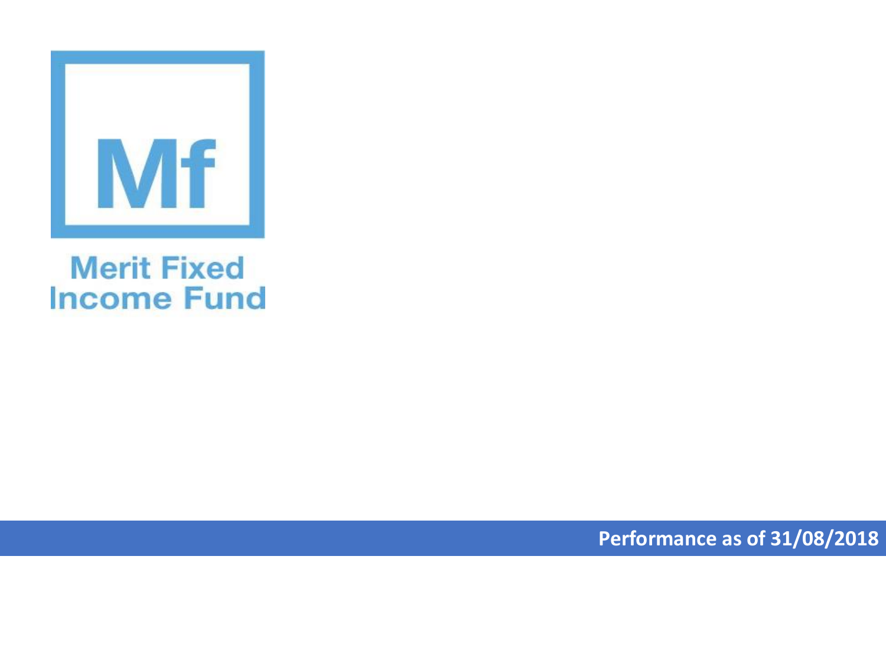Mf

# Merit Fixed Income Fund

**Performance as of 31/08/2018**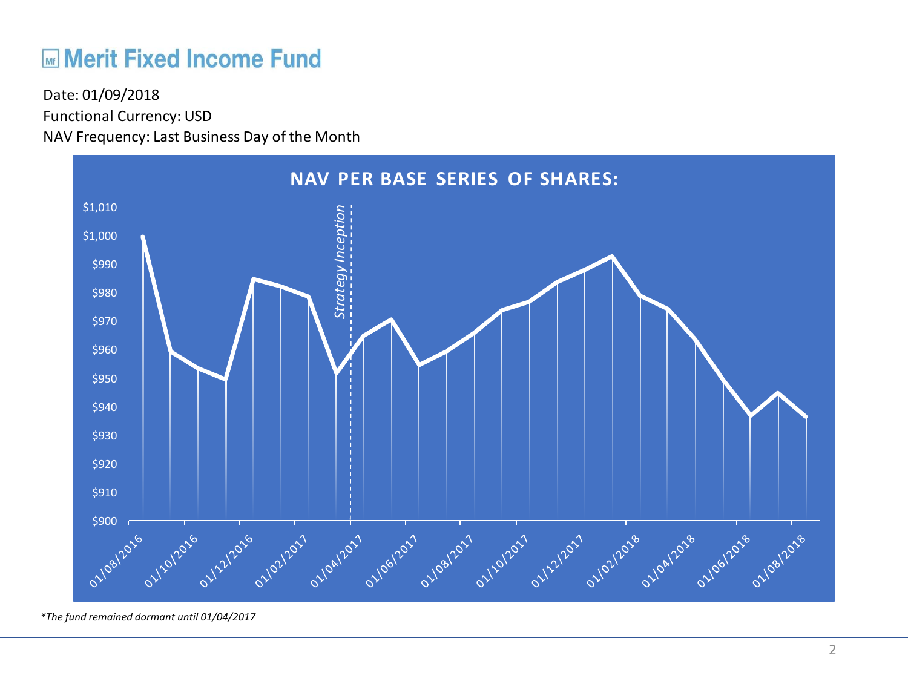# Merit Fixed Income Fund

Date: 01/09/2018

Functional Currency: USD

NAV Frequency: Last Business Day of the Month

**NAV PER BASE SERIES OF SHARES:**

*Strategy Inception*

$1,010 | $1,000 | $990 | $980 | $970 | $960 | $950 | $940 | $930 | $920 | $910 | $900

01/08/2016 | 01/10/2016 | 01/12/2016 | 01/02/2017 | 01/04/2017 | 01/06/2017 | 01/08/2017 | 01/10/2017 | 01/12/2017 | 01/02/2018 | 01/04/2018 | 01/06/2018 | 01/08/2018

*\*The fund remained dormant until 01/04/2017*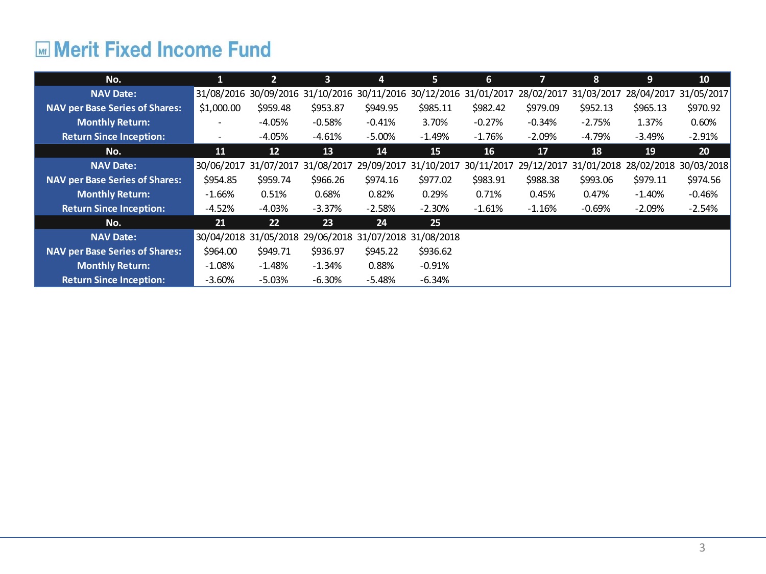# Merit Fixed Income Fund

| No. | 1 | 2 | 3 | 4 | 5 | 6 | 7 | 8 | 9 | 10 |
|---|---|---|---|---|---|---|---|---|---|---|
| NAV Date: | 31/08/2016 | 30/09/2016 | 31/10/2016 | 30/11/2016 | 30/12/2016 | 31/01/2017 | 28/02/2017 | 31/03/2017 | 28/04/2017 | 31/05/2017 |
| NAV per Base Series of Shares: | $1,000.00 | $959.48 | $953.87 | $949.95 | $985.11 | $982.42 | $979.09 | $952.13 | $965.13 | $970.92 |
| Monthly Return: | - | -4.05% | -0.58% | -0.41% | 3.70% | -0.27% | -0.34% | -2.75% | 1.37% | 0.60% |
| Return Since Inception: | - | -4.05% | -4.61% | -5.00% | -1.49% | -1.76% | -2.09% | -4.79% | -3.49% | -2.91% |
| **No.** | **11** | **12** | **13** | **14** | **15** | **16** | **17** | **18** | **19** | **20** |
| NAV Date: | 30/06/2017 | 31/07/2017 | 31/08/2017 | 29/09/2017 | 31/10/2017 | 30/11/2017 | 29/12/2017 | 31/01/2018 | 28/02/2018 | 30/03/2018 |
| NAV per Base Series of Shares: | $954.85 | $959.74 | $966.26 | $974.16 | $977.02 | $983.91 | $988.38 | $993.06 | $979.11 | $974.56 |
| Monthly Return: | -1.66% | 0.51% | 0.68% | 0.82% | 0.29% | 0.71% | 0.45% | 0.47% | -1.40% | -0.46% |
| Return Since Inception: | -4.52% | -4.03% | -3.37% | -2.58% | -2.30% | -1.61% | -1.16% | -0.69% | -2.09% | -2.54% |
| **No.** | **21** | **22** | **23** | **24** | **25** | | | | | |
| NAV Date: | 30/04/2018 | 31/05/2018 | 29/06/2018 | 31/07/2018 | 31/08/2018 | | | | | |
| NAV per Base Series of Shares: | $964.00 | $949.71 | $936.97 | $945.22 | $936.62 | | | | | |
| Monthly Return: | -1.08% | -1.48% | -1.34% | 0.88% | -0.91% | | | | | |
| Return Since Inception: | -3.60% | -5.03% | -6.30% | -5.48% | -6.34% | | | | | |